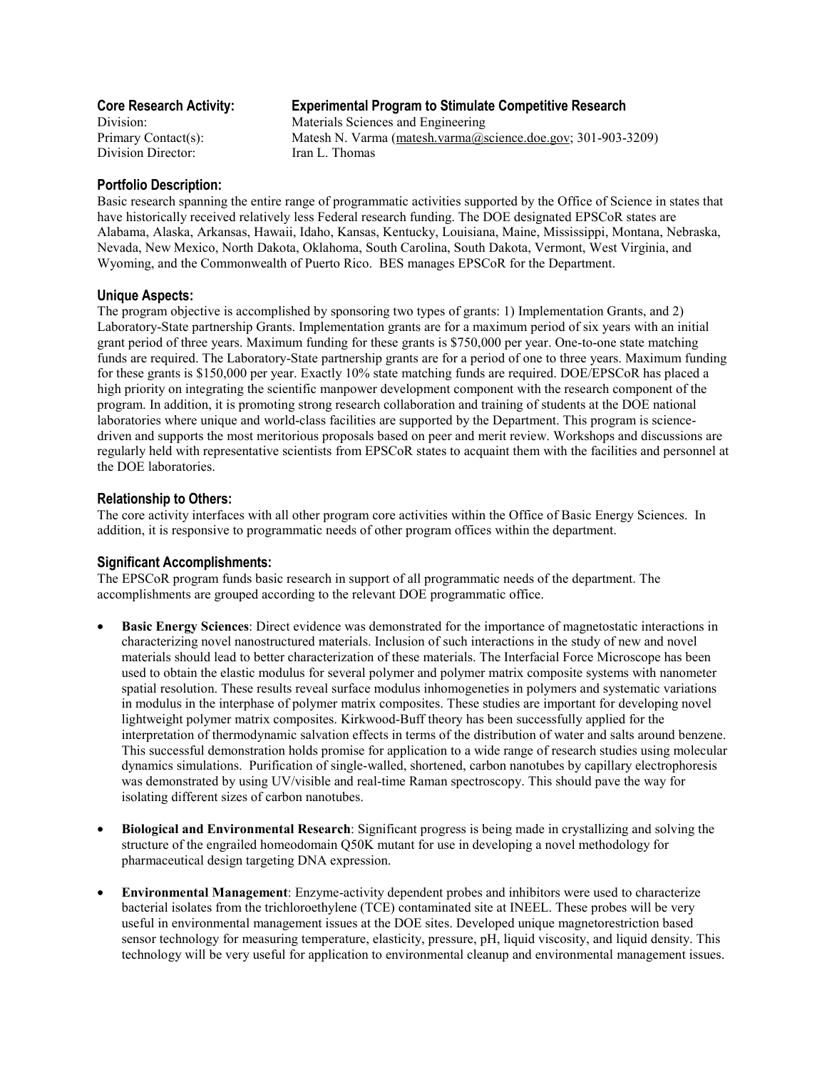**Core Research Activity:** **Experimental Program to Stimulate Competitive Research**
Division: Materials Sciences and Engineering
Primary Contact(s): Matesh N. Varma (matesh.varma@science.doe.gov; 301-903-3209)
Division Director: Iran L. Thomas

### Portfolio Description:

Basic research spanning the entire range of programmatic activities supported by the Office of Science in states that have historically received relatively less Federal research funding. The DOE designated EPSCoR states are Alabama, Alaska, Arkansas, Hawaii, Idaho, Kansas, Kentucky, Louisiana, Maine, Mississippi, Montana, Nebraska, Nevada, New Mexico, North Dakota, Oklahoma, South Carolina, South Dakota, Vermont, West Virginia, and Wyoming, and the Commonwealth of Puerto Rico. BES manages EPSCoR for the Department.

### Unique Aspects:

The program objective is accomplished by sponsoring two types of grants: 1) Implementation Grants, and 2) Laboratory-State partnership Grants. Implementation grants are for a maximum period of six years with an initial grant period of three years. Maximum funding for these grants is $750,000 per year. One-to-one state matching funds are required. The Laboratory-State partnership grants are for a period of one to three years. Maximum funding for these grants is $150,000 per year. Exactly 10% state matching funds are required. DOE/EPSCoR has placed a high priority on integrating the scientific manpower development component with the research component of the program. In addition, it is promoting strong research collaboration and training of students at the DOE national laboratories where unique and world-class facilities are supported by the Department. This program is science-driven and supports the most meritorious proposals based on peer and merit review. Workshops and discussions are regularly held with representative scientists from EPSCoR states to acquaint them with the facilities and personnel at the DOE laboratories.

### Relationship to Others:

The core activity interfaces with all other program core activities within the Office of Basic Energy Sciences. In addition, it is responsive to programmatic needs of other program offices within the department.

### Significant Accomplishments:

The EPSCoR program funds basic research in support of all programmatic needs of the department. The accomplishments are grouped according to the relevant DOE programmatic office.

- **Basic Energy Sciences**: Direct evidence was demonstrated for the importance of magnetostatic interactions in characterizing novel nanostructured materials. Inclusion of such interactions in the study of new and novel materials should lead to better characterization of these materials. The Interfacial Force Microscope has been used to obtain the elastic modulus for several polymer and polymer matrix composite systems with nanometer spatial resolution. These results reveal surface modulus inhomogeneties in polymers and systematic variations in modulus in the interphase of polymer matrix composites. These studies are important for developing novel lightweight polymer matrix composites. Kirkwood-Buff theory has been successfully applied for the interpretation of thermodynamic salvation effects in terms of the distribution of water and salts around benzene. This successful demonstration holds promise for application to a wide range of research studies using molecular dynamics simulations. Purification of single-walled, shortened, carbon nanotubes by capillary electrophoresis was demonstrated by using UV/visible and real-time Raman spectroscopy. This should pave the way for isolating different sizes of carbon nanotubes.

- **Biological and Environmental Research**: Significant progress is being made in crystallizing and solving the structure of the engrailed homeodomain Q50K mutant for use in developing a novel methodology for pharmaceutical design targeting DNA expression.

- **Environmental Management**: Enzyme-activity dependent probes and inhibitors were used to characterize bacterial isolates from the trichloroethylene (TCE) contaminated site at INEEL. These probes will be very useful in environmental management issues at the DOE sites. Developed unique magnetorestriction based sensor technology for measuring temperature, elasticity, pressure, pH, liquid viscosity, and liquid density. This technology will be very useful for application to environmental cleanup and environmental management issues.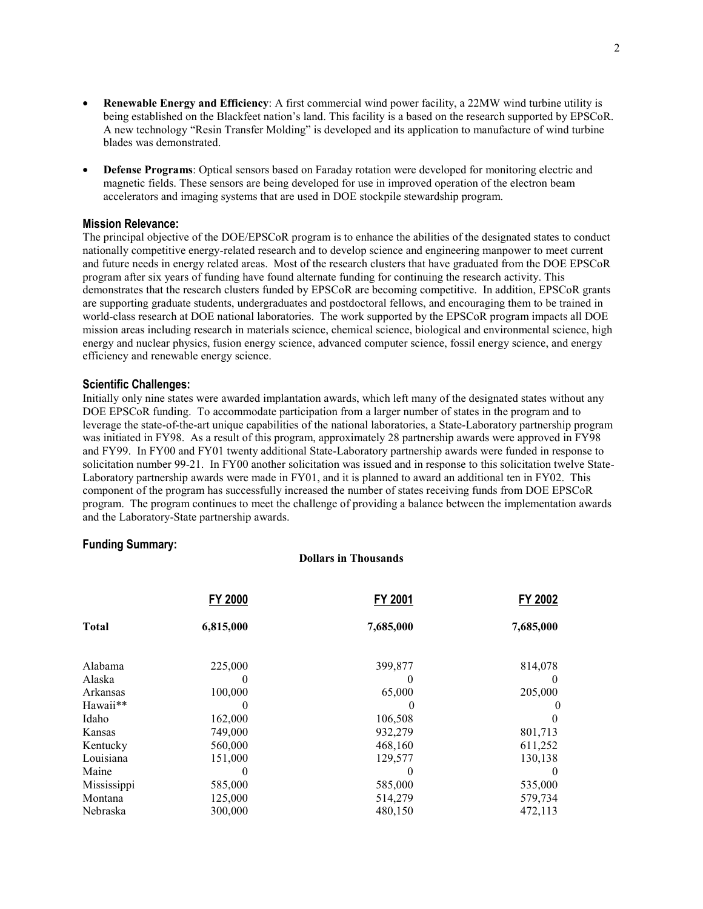- **Renewable Energy and Efficiency**: A first commercial wind power facility, a 22MW wind turbine utility is being established on the Blackfeet nation's land. This facility is a based on the research supported by EPSCoR. A new technology "Resin Transfer Molding" is developed and its application to manufacture of wind turbine blades was demonstrated.

- **Defense Programs**: Optical sensors based on Faraday rotation were developed for monitoring electric and magnetic fields. These sensors are being developed for use in improved operation of the electron beam accelerators and imaging systems that are used in DOE stockpile stewardship program.

### Mission Relevance:

The principal objective of the DOE/EPSCoR program is to enhance the abilities of the designated states to conduct nationally competitive energy-related research and to develop science and engineering manpower to meet current and future needs in energy related areas. Most of the research clusters that have graduated from the DOE EPSCoR program after six years of funding have found alternate funding for continuing the research activity. This demonstrates that the research clusters funded by EPSCoR are becoming competitive. In addition, EPSCoR grants are supporting graduate students, undergraduates and postdoctoral fellows, and encouraging them to be trained in world-class research at DOE national laboratories. The work supported by the EPSCoR program impacts all DOE mission areas including research in materials science, chemical science, biological and environmental science, high energy and nuclear physics, fusion energy science, advanced computer science, fossil energy science, and energy efficiency and renewable energy science.

### Scientific Challenges:

Initially only nine states were awarded implantation awards, which left many of the designated states without any DOE EPSCoR funding. To accommodate participation from a larger number of states in the program and to leverage the state-of-the-art unique capabilities of the national laboratories, a State-Laboratory partnership program was initiated in FY98. As a result of this program, approximately 28 partnership awards were approved in FY98 and FY99. In FY00 and FY01 twenty additional State-Laboratory partnership awards were funded in response to solicitation number 99-21. In FY00 another solicitation was issued and in response to this solicitation twelve State-Laboratory partnership awards were made in FY01, and it is planned to award an additional ten in FY02. This component of the program has successfully increased the number of states receiving funds from DOE EPSCoR program. The program continues to meet the challenge of providing a balance between the implementation awards and the Laboratory-State partnership awards.

### Funding Summary:

**Dollars in Thousands**

| | FY 2000 | FY 2001 | FY 2002 |
|---|---|---|---|
| **Total** | **6,815,000** | **7,685,000** | **7,685,000** |
| Alabama | 225,000 | 399,877 | 814,078 |
| Alaska | 0 | 0 | 0 |
| Arkansas | 100,000 | 65,000 | 205,000 |
| Hawaii** | 0 | 0 | 0 |
| Idaho | 162,000 | 106,508 | 0 |
| Kansas | 749,000 | 932,279 | 801,713 |
| Kentucky | 560,000 | 468,160 | 611,252 |
| Louisiana | 151,000 | 129,577 | 130,138 |
| Maine | 0 | 0 | 0 |
| Mississippi | 585,000 | 585,000 | 535,000 |
| Montana | 125,000 | 514,279 | 579,734 |
| Nebraska | 300,000 | 480,150 | 472,113 |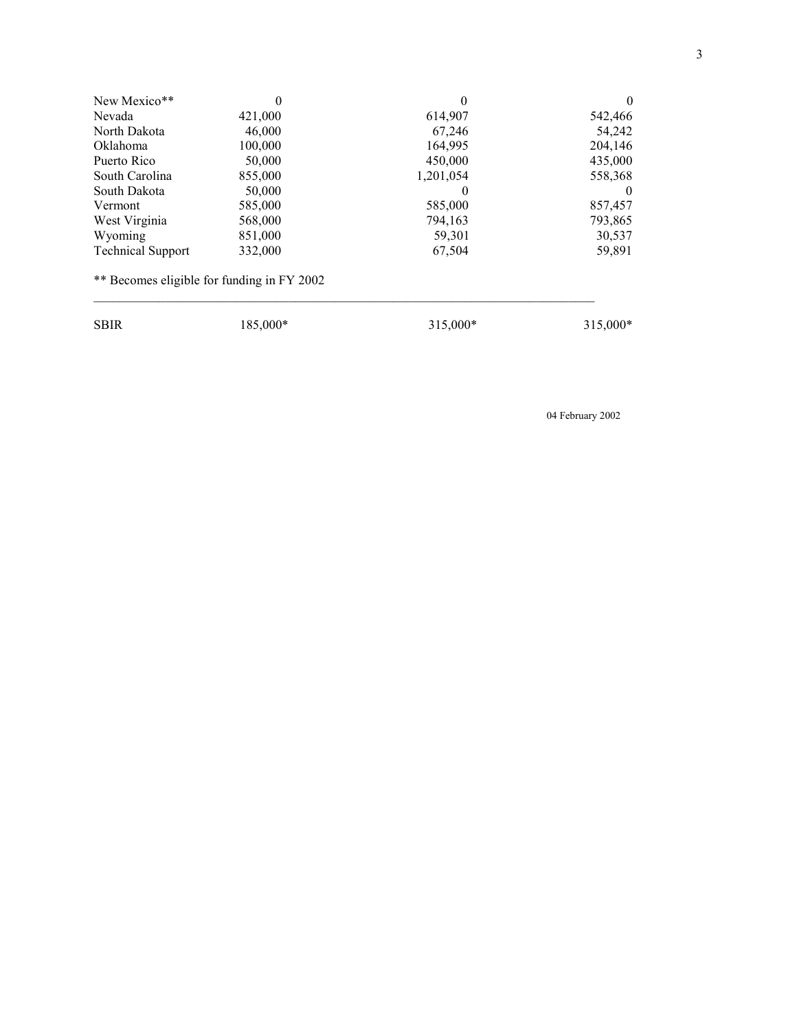| | | | |
|---|---|---|---|
| New Mexico** | 0 | 0 | 0 |
| Nevada | 421,000 | 614,907 | 542,466 |
| North Dakota | 46,000 | 67,246 | 54,242 |
| Oklahoma | 100,000 | 164,995 | 204,146 |
| Puerto Rico | 50,000 | 450,000 | 435,000 |
| South Carolina | 855,000 | 1,201,054 | 558,368 |
| South Dakota | 50,000 | 0 | 0 |
| Vermont | 585,000 | 585,000 | 857,457 |
| West Virginia | 568,000 | 794,163 | 793,865 |
| Wyoming | 851,000 | 59,301 | 30,537 |
| Technical Support | 332,000 | 67,504 | 59,891 |

** Becomes eligible for funding in FY 2002

---

| | | | |
|---|---|---|---|
| SBIR | 185,000* | 315,000* | 315,000* |

04 February 2002